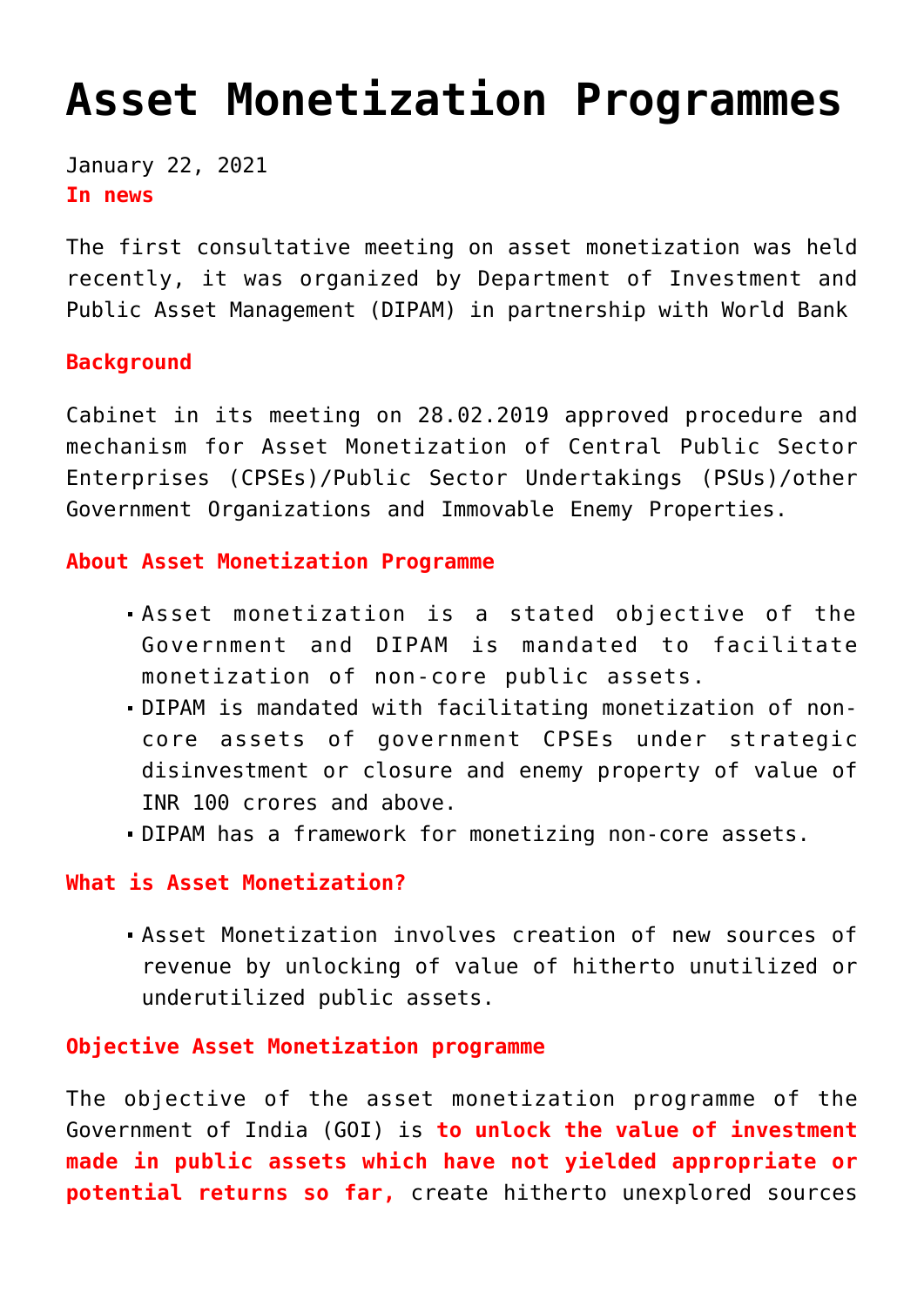# Asset Monetization Programmes

January 22, 2021

**In news**

The first consultative meeting on asset monetization was held recently, it was organized by Department of Investment and Public Asset Management (DIPAM) in partnership with World Bank

**Background**

Cabinet in its meeting on 28.02.2019 approved procedure and mechanism for Asset Monetization of Central Public Sector Enterprises (CPSEs)/Public Sector Undertakings (PSUs)/other Government Organizations and Immovable Enemy Properties.

**About Asset Monetization Programme**

- Asset monetization is a stated objective of the Government and DIPAM is mandated to facilitate monetization of non-core public assets.
- DIPAM is mandated with facilitating monetization of non-core assets of government CPSEs under strategic disinvestment or closure and enemy property of value of INR 100 crores and above.
- DIPAM has a framework for monetizing non-core assets.

**What is Asset Monetization?**

- Asset Monetization involves creation of new sources of revenue by unlocking of value of hitherto unutilized or underutilized public assets.

**Objective Asset Monetization programme**

The objective of the asset monetization programme of the Government of India (GOI) is **to unlock the value of investment made in public assets which have not yielded appropriate or potential returns so far,** create hitherto unexplored sources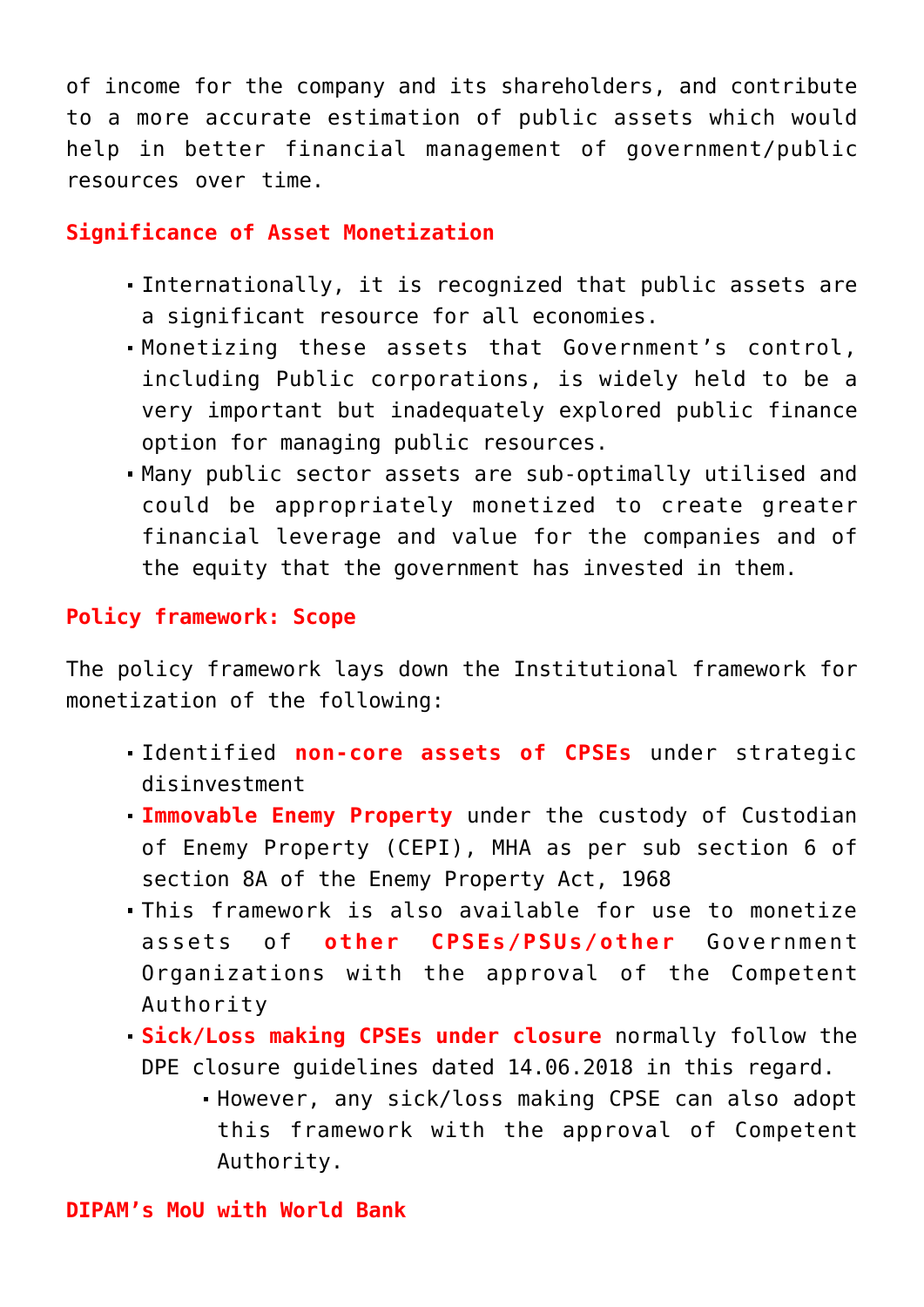of income for the company and its shareholders, and contribute to a more accurate estimation of public assets which would help in better financial management of government/public resources over time.

## Significance of Asset Monetization

- Internationally, it is recognized that public assets are a significant resource for all economies.
- Monetizing these assets that Government's control, including Public corporations, is widely held to be a very important but inadequately explored public finance option for managing public resources.
- Many public sector assets are sub-optimally utilised and could be appropriately monetized to create greater financial leverage and value for the companies and of the equity that the government has invested in them.

## Policy framework: Scope

The policy framework lays down the Institutional framework for monetization of the following:

- Identified **non-core assets of CPSEs** under strategic disinvestment
- **Immovable Enemy Property** under the custody of Custodian of Enemy Property (CEPI), MHA as per sub section 6 of section 8A of the Enemy Property Act, 1968
- This framework is also available for use to monetize assets of **other CPSEs/PSUs/other** Government Organizations with the approval of the Competent Authority
- **Sick/Loss making CPSEs under closure** normally follow the DPE closure guidelines dated 14.06.2018 in this regard.
  - However, any sick/loss making CPSE can also adopt this framework with the approval of Competent Authority.

## DIPAM's MoU with World Bank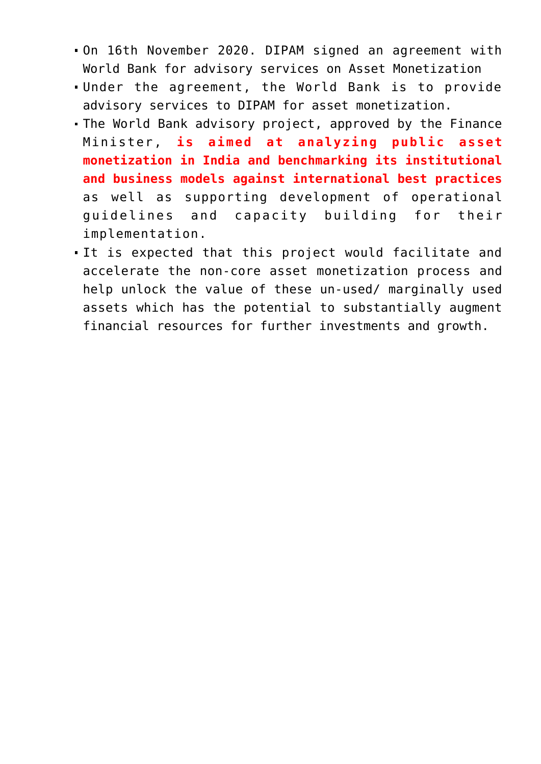- On 16th November 2020. DIPAM signed an agreement with World Bank for advisory services on Asset Monetization
- Under the agreement, the World Bank is to provide advisory services to DIPAM for asset monetization.
- The World Bank advisory project, approved by the Finance Minister, **is aimed at analyzing public asset monetization in India and benchmarking its institutional and business models against international best practices** as well as supporting development of operational guidelines and capacity building for their implementation.
- It is expected that this project would facilitate and accelerate the non-core asset monetization process and help unlock the value of these un-used/ marginally used assets which has the potential to substantially augment financial resources for further investments and growth.